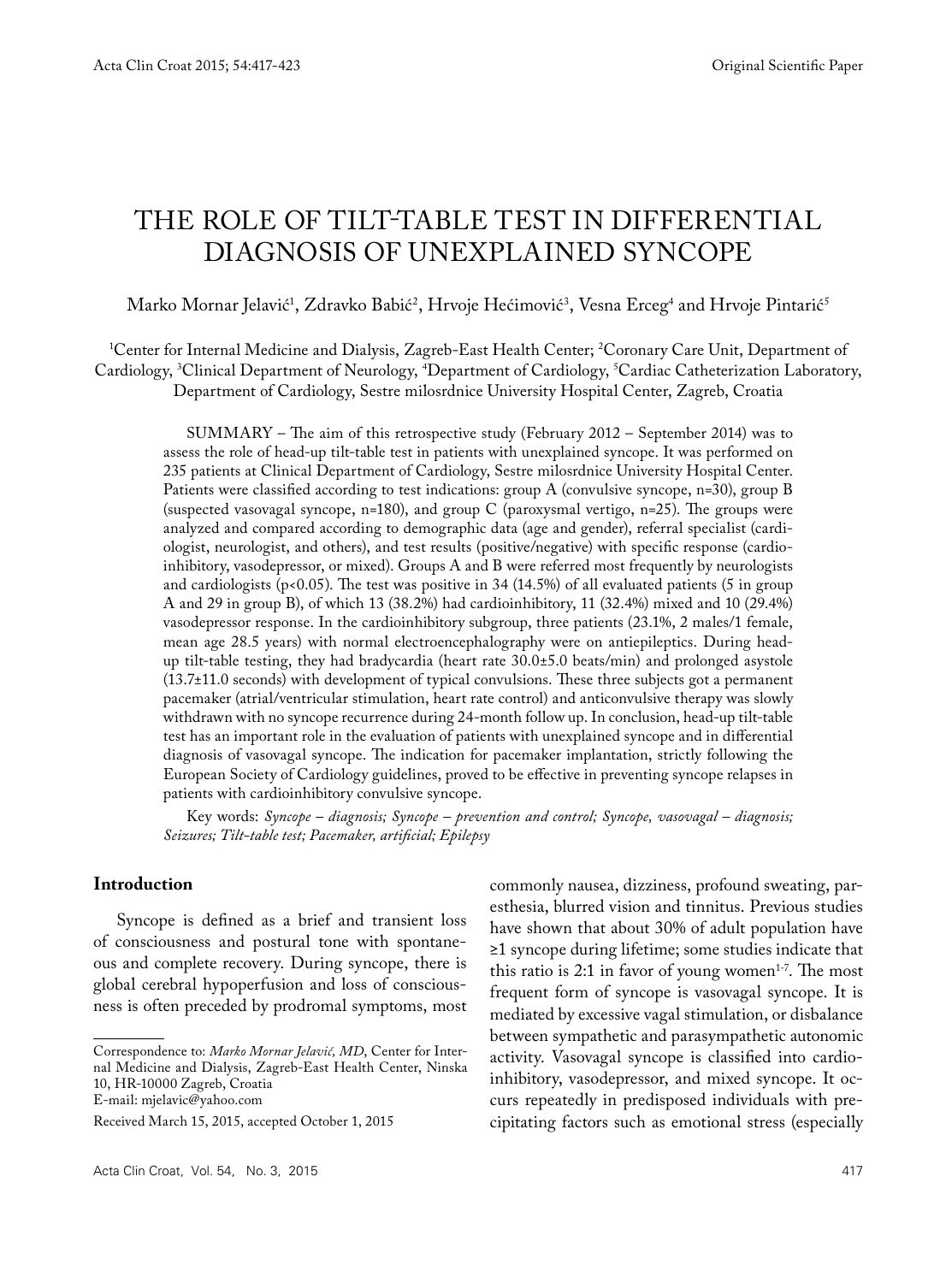Original Scientific Paper

# THE ROLE OF TILT-TABLE TEST IN DIFFERENTIAL DIAGNOSIS OF UNEXPLAINED SYNCOPE

Marko Mornar Jelavić[1], Zdravko Babić[2], Hrvoje Hećimović[3], Vesna Erceg[4] and Hrvoje Pintarić[5]

[1]Center for Internal Medicine and Dialysis, Zagreb-East Health Center; [2]Coronary Care Unit, Department of Cardiology, [3]Clinical Department of Neurology, [4]Department of Cardiology, [5]Cardiac Catheterization Laboratory, Department of Cardiology, Sestre milosrdnice University Hospital Center, Zagreb, Croatia

SUMMARY – The aim of this retrospective study (February 2012 – September 2014) was to assess the role of head-up tilt-table test in patients with unexplained syncope. It was performed on 235 patients at Clinical Department of Cardiology, Sestre milosrdnice University Hospital Center. Patients were classified according to test indications: group A (convulsive syncope, n=30), group B (suspected vasovagal syncope, n=180), and group C (paroxysmal vertigo, n=25). The groups were analyzed and compared according to demographic data (age and gender), referral specialist (cardiologist, neurologist, and others), and test results (positive/negative) with specific response (cardioinhibitory, vasodepressor, or mixed). Groups A and B were referred most frequently by neurologists and cardiologists ($p<0.05$). The test was positive in 34 (14.5%) of all evaluated patients (5 in group A and 29 in group B), of which 13 (38.2%) had cardioinhibitory, 11 (32.4%) mixed and 10 (29.4%) vasodepressor response. In the cardioinhibitory subgroup, three patients (23.1%, 2 males/1 female, mean age 28.5 years) with normal electroencephalography were on antiepileptics. During head-up tilt-table testing, they had bradycardia (heart rate 30.0±5.0 beats/min) and prolonged asystole (13.7±11.0 seconds) with development of typical convulsions. These three subjects got a permanent pacemaker (atrial/ventricular stimulation, heart rate control) and anticonvulsive therapy was slowly withdrawn with no syncope recurrence during 24-month follow up. In conclusion, head-up tilt-table test has an important role in the evaluation of patients with unexplained syncope and in differential diagnosis of vasovagal syncope. The indication for pacemaker implantation, strictly following the European Society of Cardiology guidelines, proved to be effective in preventing syncope relapses in patients with cardioinhibitory convulsive syncope.

Key words: *Syncope – diagnosis; Syncope – prevention and control; Syncope, vasovagal – diagnosis; Seizures; Tilt-table test; Pacemaker, artificial; Epilepsy*

## Introduction

Syncope is defined as a brief and transient loss of consciousness and postural tone with spontaneous and complete recovery. During syncope, there is global cerebral hypoperfusion and loss of consciousness is often preceded by prodromal symptoms, most commonly nausea, dizziness, profound sweating, paresthesia, blurred vision and tinnitus. Previous studies have shown that about 30% of adult population have ≥1 syncope during lifetime; some studies indicate that this ratio is 2:1 in favor of young women[1-7]. The most frequent form of syncope is vasovagal syncope. It is mediated by excessive vagal stimulation, or disbalance between sympathetic and parasympathetic autonomic activity. Vasovagal syncope is classified into cardioinhibitory, vasodepressor, and mixed syncope. It occurs repeatedly in predisposed individuals with precipitating factors such as emotional stress (especially

---

Correspondence to: *Marko Mornar Jelavić, MD*, Center for Internal Medicine and Dialysis, Zagreb-East Health Center, Ninska 10, HR-10000 Zagreb, Croatia
E-mail: mjelavic@yahoo.com

Received March 15, 2015, accepted October 1, 2015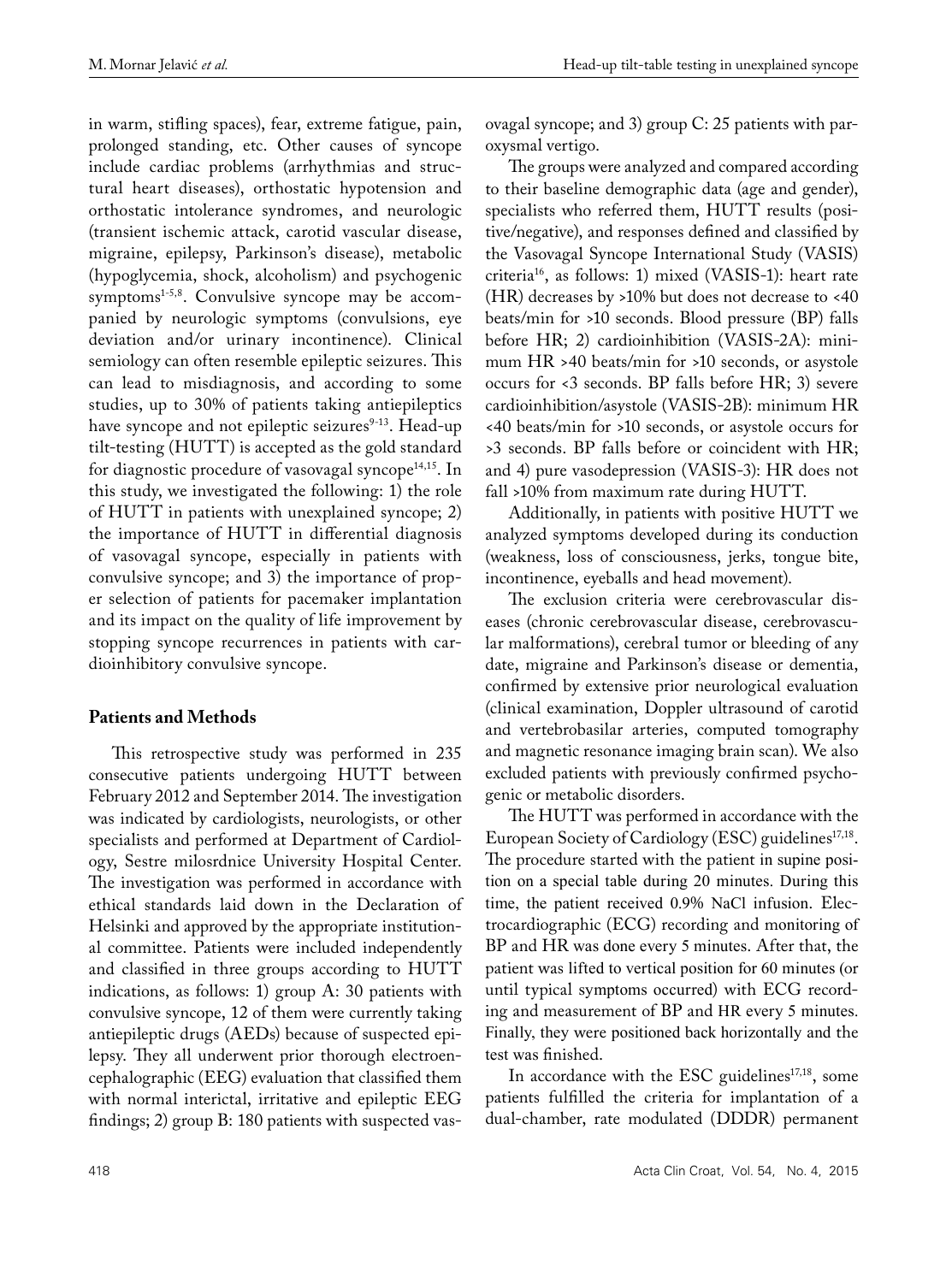in warm, stifling spaces), fear, extreme fatigue, pain, prolonged standing, etc. Other causes of syncope include cardiac problems (arrhythmias and structural heart diseases), orthostatic hypotension and orthostatic intolerance syndromes, and neurologic (transient ischemic attack, carotid vascular disease, migraine, epilepsy, Parkinson's disease), metabolic (hypoglycemia, shock, alcoholism) and psychogenic symptoms[1-5,8]. Convulsive syncope may be accompanied by neurologic symptoms (convulsions, eye deviation and/or urinary incontinence). Clinical semiology can often resemble epileptic seizures. This can lead to misdiagnosis, and according to some studies, up to 30% of patients taking antiepileptics have syncope and not epileptic seizures[9-13]. Head-up tilt-testing (HUTT) is accepted as the gold standard for diagnostic procedure of vasovagal syncope[14,15]. In this study, we investigated the following: 1) the role of HUTT in patients with unexplained syncope; 2) the importance of HUTT in differential diagnosis of vasovagal syncope, especially in patients with convulsive syncope; and 3) the importance of proper selection of patients for pacemaker implantation and its impact on the quality of life improvement by stopping syncope recurrences in patients with cardioinhibitory convulsive syncope.

## Patients and Methods

This retrospective study was performed in 235 consecutive patients undergoing HUTT between February 2012 and September 2014. The investigation was indicated by cardiologists, neurologists, or other specialists and performed at Department of Cardiology, Sestre milosrdnice University Hospital Center. The investigation was performed in accordance with ethical standards laid down in the Declaration of Helsinki and approved by the appropriate institutional committee. Patients were included independently and classified in three groups according to HUTT indications, as follows: 1) group A: 30 patients with convulsive syncope, 12 of them were currently taking antiepileptic drugs (AEDs) because of suspected epilepsy. They all underwent prior thorough electroencephalographic (EEG) evaluation that classified them with normal interictal, irritative and epileptic EEG findings; 2) group B: 180 patients with suspected vasovagal syncope; and 3) group C: 25 patients with paroxysmal vertigo.

The groups were analyzed and compared according to their baseline demographic data (age and gender), specialists who referred them, HUTT results (positive/negative), and responses defined and classified by the Vasovagal Syncope International Study (VASIS) criteria[16], as follows: 1) mixed (VASIS-1): heart rate (HR) decreases by >10% but does not decrease to <40 beats/min for >10 seconds. Blood pressure (BP) falls before HR; 2) cardioinhibition (VASIS-2A): minimum HR >40 beats/min for >10 seconds, or asystole occurs for <3 seconds. BP falls before HR; 3) severe cardioinhibition/asystole (VASIS-2B): minimum HR <40 beats/min for >10 seconds, or asystole occurs for >3 seconds. BP falls before or coincident with HR; and 4) pure vasodepression (VASIS-3): HR does not fall >10% from maximum rate during HUTT.

Additionally, in patients with positive HUTT we analyzed symptoms developed during its conduction (weakness, loss of consciousness, jerks, tongue bite, incontinence, eyeballs and head movement).

The exclusion criteria were cerebrovascular diseases (chronic cerebrovascular disease, cerebrovascular malformations), cerebral tumor or bleeding of any date, migraine and Parkinson's disease or dementia, confirmed by extensive prior neurological evaluation (clinical examination, Doppler ultrasound of carotid and vertebrobasilar arteries, computed tomography and magnetic resonance imaging brain scan). We also excluded patients with previously confirmed psychogenic or metabolic disorders.

The HUTT was performed in accordance with the European Society of Cardiology (ESC) guidelines[17,18]. The procedure started with the patient in supine position on a special table during 20 minutes. During this time, the patient received 0.9% NaCl infusion. Electrocardiographic (ECG) recording and monitoring of BP and HR was done every 5 minutes. After that, the patient was lifted to vertical position for 60 minutes (or until typical symptoms occurred) with ECG recording and measurement of BP and HR every 5 minutes. Finally, they were positioned back horizontally and the test was finished.

In accordance with the ESC guidelines[17,18], some patients fulfilled the criteria for implantation of a dual-chamber, rate modulated (DDDR) permanent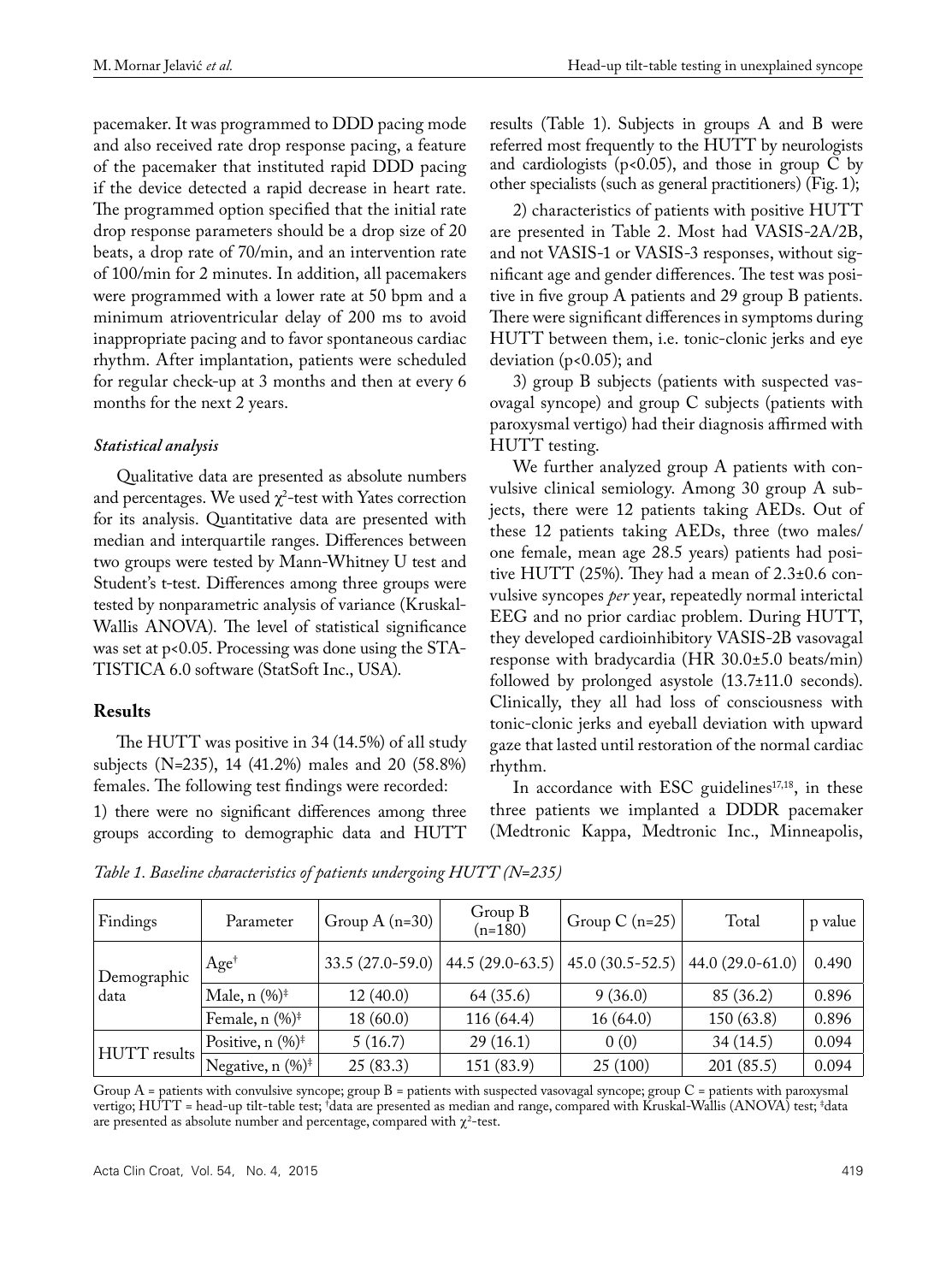pacemaker. It was programmed to DDD pacing mode and also received rate drop response pacing, a feature of the pacemaker that instituted rapid DDD pacing if the device detected a rapid decrease in heart rate. The programmed option specified that the initial rate drop response parameters should be a drop size of 20 beats, a drop rate of 70/min, and an intervention rate of 100/min for 2 minutes. In addition, all pacemakers were programmed with a lower rate at 50 bpm and a minimum atrioventricular delay of 200 ms to avoid inappropriate pacing and to favor spontaneous cardiac rhythm. After implantation, patients were scheduled for regular check-up at 3 months and then at every 6 months for the next 2 years.

### *Statistical analysis*

Qualitative data are presented as absolute numbers and percentages. We used $\chi^2$-test with Yates correction for its analysis. Quantitative data are presented with median and interquartile ranges. Differences between two groups were tested by Mann-Whitney U test and Student's t-test. Differences among three groups were tested by nonparametric analysis of variance (Kruskal-Wallis ANOVA). The level of statistical significance was set at $p<0.05$. Processing was done using the STATISTICA 6.0 software (StatSoft Inc., USA).

## Results

The HUTT was positive in 34 (14.5%) of all study subjects (N=235), 14 (41.2%) males and 20 (58.8%) females. The following test findings were recorded:

1) there were no significant differences among three groups according to demographic data and HUTT results (Table 1). Subjects in groups A and B were referred most frequently to the HUTT by neurologists and cardiologists ($p<0.05$), and those in group C by other specialists (such as general practitioners) (Fig. 1);

2) characteristics of patients with positive HUTT are presented in Table 2. Most had VASIS-2A/2B, and not VASIS-1 or VASIS-3 responses, without significant age and gender differences. The test was positive in five group A patients and 29 group B patients. There were significant differences in symptoms during HUTT between them, i.e. tonic-clonic jerks and eye deviation ($p<0.05$); and

3) group B subjects (patients with suspected vasovagal syncope) and group C subjects (patients with paroxysmal vertigo) had their diagnosis affirmed with HUTT testing.

We further analyzed group A patients with convulsive clinical semiology. Among 30 group A subjects, there were 12 patients taking AEDs. Out of these 12 patients taking AEDs, three (two males/one female, mean age 28.5 years) patients had positive HUTT (25%). They had a mean of 2.3±0.6 convulsive syncopes *per* year, repeatedly normal interictal EEG and no prior cardiac problem. During HUTT, they developed cardioinhibitory VASIS-2B vasovagal response with bradycardia (HR 30.0±5.0 beats/min) followed by prolonged asystole (13.7±11.0 seconds). Clinically, they all had loss of consciousness with tonic-clonic jerks and eyeball deviation with upward gaze that lasted until restoration of the normal cardiac rhythm.

In accordance with ESC guidelines[17,18], in these three patients we implanted a DDDR pacemaker (Medtronic Kappa, Medtronic Inc., Minneapolis,

*Table 1. Baseline characteristics of patients undergoing HUTT (N=235)*

| Findings | Parameter | Group A (n=30) | Group B (n=180) | Group C (n=25) | Total | p value |
|---|---|---|---|---|---|---|
| Demographic data | Age[†] | 33.5 (27.0-59.0) | 44.5 (29.0-63.5) | 45.0 (30.5-52.5) | 44.0 (29.0-61.0) | 0.490 |
| | Male, n (%)[‡] | 12 (40.0) | 64 (35.6) | 9 (36.0) | 85 (36.2) | 0.896 |
| | Female, n (%)[‡] | 18 (60.0) | 116 (64.4) | 16 (64.0) | 150 (63.8) | 0.896 |
| HUTT results | Positive, n (%)[‡] | 5 (16.7) | 29 (16.1) | 0 (0) | 34 (14.5) | 0.094 |
| | Negative, n (%)[‡] | 25 (83.3) | 151 (83.9) | 25 (100) | 201 (85.5) | 0.094 |

Group A = patients with convulsive syncope; group B = patients with suspected vasovagal syncope; group C = patients with paroxysmal vertigo; HUTT = head-up tilt-table test; [†]data are presented as median and range, compared with Kruskal-Wallis (ANOVA) test; [‡]data are presented as absolute number and percentage, compared with $\chi^2$-test.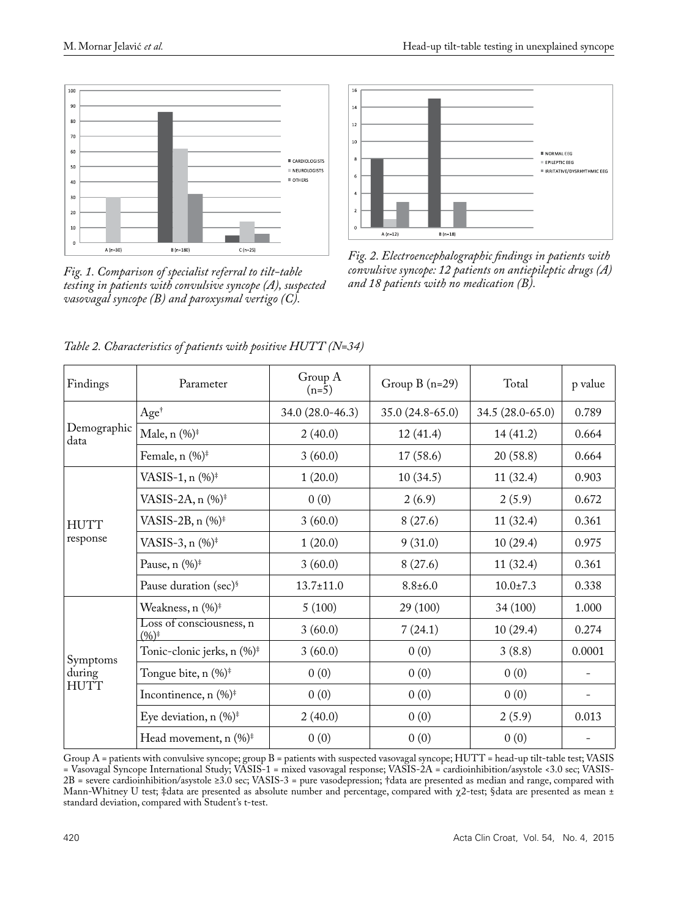*Fig. 1. Comparison of specialist referral to tilt-table testing in patients with convulsive syncope (A), suspected vasovagal syncope (B) and paroxysmal vertigo (C).*

*Fig. 2. Electroencephalographic findings in patients with convulsive syncope: 12 patients on antiepileptic drugs (A) and 18 patients with no medication (B).*

*Table 2. Characteristics of patients with positive HUTT (N=34)*

| Findings | Parameter | Group A (n=5) | Group B (n=29) | Total | p value |
|---|---|---|---|---|---|
| Demographic data | Age† | 34.0 (28.0-46.3) | 35.0 (24.8-65.0) | 34.5 (28.0-65.0) | 0.789 |
| | Male, n (%)‡ | 2 (40.0) | 12 (41.4) | 14 (41.2) | 0.664 |
| | Female, n (%)‡ | 3 (60.0) | 17 (58.6) | 20 (58.8) | 0.664 |
| HUTT response | VASIS-1, n (%)‡ | 1 (20.0) | 10 (34.5) | 11 (32.4) | 0.903 |
| | VASIS-2A, n (%)‡ | 0 (0) | 2 (6.9) | 2 (5.9) | 0.672 |
| | VASIS-2B, n (%)‡ | 3 (60.0) | 8 (27.6) | 11 (32.4) | 0.361 |
| | VASIS-3, n (%)‡ | 1 (20.0) | 9 (31.0) | 10 (29.4) | 0.975 |
| | Pause, n (%)‡ | 3 (60.0) | 8 (27.6) | 11 (32.4) | 0.361 |
| | Pause duration (sec)§ | 13.7±11.0 | 8.8±6.0 | 10.0±7.3 | 0.338 |
| Symptoms during HUTT | Weakness, n (%)‡ | 5 (100) | 29 (100) | 34 (100) | 1.000 |
| | Loss of consciousness, n (%)‡ | 3 (60.0) | 7 (24.1) | 10 (29.4) | 0.274 |
| | Tonic-clonic jerks, n (%)‡ | 3 (60.0) | 0 (0) | 3 (8.8) | 0.0001 |
| | Tongue bite, n (%)‡ | 0 (0) | 0 (0) | 0 (0) | - |
| | Incontinence, n (%)‡ | 0 (0) | 0 (0) | 0 (0) | - |
| | Eye deviation, n (%)‡ | 2 (40.0) | 0 (0) | 2 (5.9) | 0.013 |
| | Head movement, n (%)‡ | 0 (0) | 0 (0) | 0 (0) | - |

Group A = patients with convulsive syncope; group B = patients with suspected vasovagal syncope; HUTT = head-up tilt-table test; VASIS = Vasovagal Syncope International Study; VASIS-1 = mixed vasovagal response; VASIS-2A = cardioinhibition/asystole <3.0 sec; VASIS-2B = severe cardioinhibition/asystole ≥3.0 sec; VASIS-3 = pure vasodepression; †data are presented as median and range, compared with Mann-Whitney U test; ‡data are presented as absolute number and percentage, compared with $\chi^2$-test; §data are presented as mean ± standard deviation, compared with Student's t-test.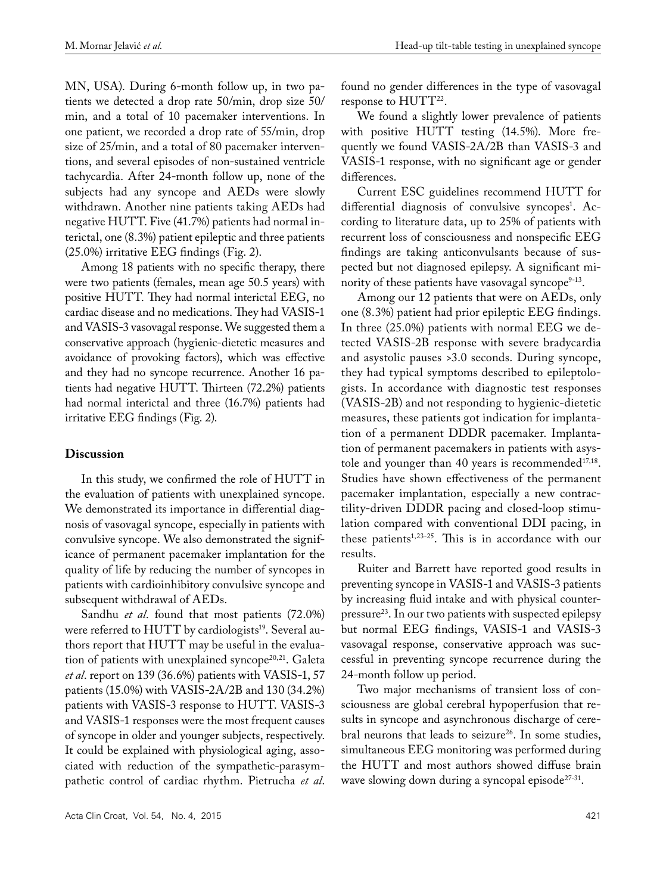MN, USA). During 6-month follow up, in two patients we detected a drop rate 50/min, drop size 50/min, and a total of 10 pacemaker interventions. In one patient, we recorded a drop rate of 55/min, drop size of 25/min, and a total of 80 pacemaker interventions, and several episodes of non-sustained ventricle tachycardia. After 24-month follow up, none of the subjects had any syncope and AEDs were slowly withdrawn. Another nine patients taking AEDs had negative HUTT. Five (41.7%) patients had normal interictal, one (8.3%) patient epileptic and three patients (25.0%) irritative EEG findings (Fig. 2).

Among 18 patients with no specific therapy, there were two patients (females, mean age 50.5 years) with positive HUTT. They had normal interictal EEG, no cardiac disease and no medications. They had VASIS-1 and VASIS-3 vasovagal response. We suggested them a conservative approach (hygienic-dietetic measures and avoidance of provoking factors), which was effective and they had no syncope recurrence. Another 16 patients had negative HUTT. Thirteen (72.2%) patients had normal interictal and three (16.7%) patients had irritative EEG findings (Fig. 2).

## Discussion

In this study, we confirmed the role of HUTT in the evaluation of patients with unexplained syncope. We demonstrated its importance in differential diagnosis of vasovagal syncope, especially in patients with convulsive syncope. We also demonstrated the significance of permanent pacemaker implantation for the quality of life by reducing the number of syncopes in patients with cardioinhibitory convulsive syncope and subsequent withdrawal of AEDs.

Sandhu *et al*. found that most patients (72.0%) were referred to HUTT by cardiologists[19]. Several authors report that HUTT may be useful in the evaluation of patients with unexplained syncope[20,21]. Galeta *et al*. report on 139 (36.6%) patients with VASIS-1, 57 patients (15.0%) with VASIS-2A/2B and 130 (34.2%) patients with VASIS-3 response to HUTT. VASIS-3 and VASIS-1 responses were the most frequent causes of syncope in older and younger subjects, respectively. It could be explained with physiological aging, associated with reduction of the sympathetic-parasympathetic control of cardiac rhythm. Pietrucha *et al*. found no gender differences in the type of vasovagal response to HUTT[22].

We found a slightly lower prevalence of patients with positive HUTT testing (14.5%). More frequently we found VASIS-2A/2B than VASIS-3 and VASIS-1 response, with no significant age or gender differences.

Current ESC guidelines recommend HUTT for differential diagnosis of convulsive syncopes[1]. According to literature data, up to 25% of patients with recurrent loss of consciousness and nonspecific EEG findings are taking anticonvulsants because of suspected but not diagnosed epilepsy. A significant minority of these patients have vasovagal syncope[9-13].

Among our 12 patients that were on AEDs, only one (8.3%) patient had prior epileptic EEG findings. In three (25.0%) patients with normal EEG we detected VASIS-2B response with severe bradycardia and asystolic pauses >3.0 seconds. During syncope, they had typical symptoms described to epileptologists. In accordance with diagnostic test responses (VASIS-2B) and not responding to hygienic-dietetic measures, these patients got indication for implantation of a permanent DDDR pacemaker. Implantation of permanent pacemakers in patients with asystole and younger than 40 years is recommended[17,18]. Studies have shown effectiveness of the permanent pacemaker implantation, especially a new contractility-driven DDDR pacing and closed-loop stimulation compared with conventional DDI pacing, in these patients[1,23-25]. This is in accordance with our results.

Ruiter and Barrett have reported good results in preventing syncope in VASIS-1 and VASIS-3 patients by increasing fluid intake and with physical counterpressure[23]. In our two patients with suspected epilepsy but normal EEG findings, VASIS-1 and VASIS-3 vasovagal response, conservative approach was successful in preventing syncope recurrence during the 24-month follow up period.

Two major mechanisms of transient loss of consciousness are global cerebral hypoperfusion that results in syncope and asynchronous discharge of cerebral neurons that leads to seizure[26]. In some studies, simultaneous EEG monitoring was performed during the HUTT and most authors showed diffuse brain wave slowing down during a syncopal episode[27-31].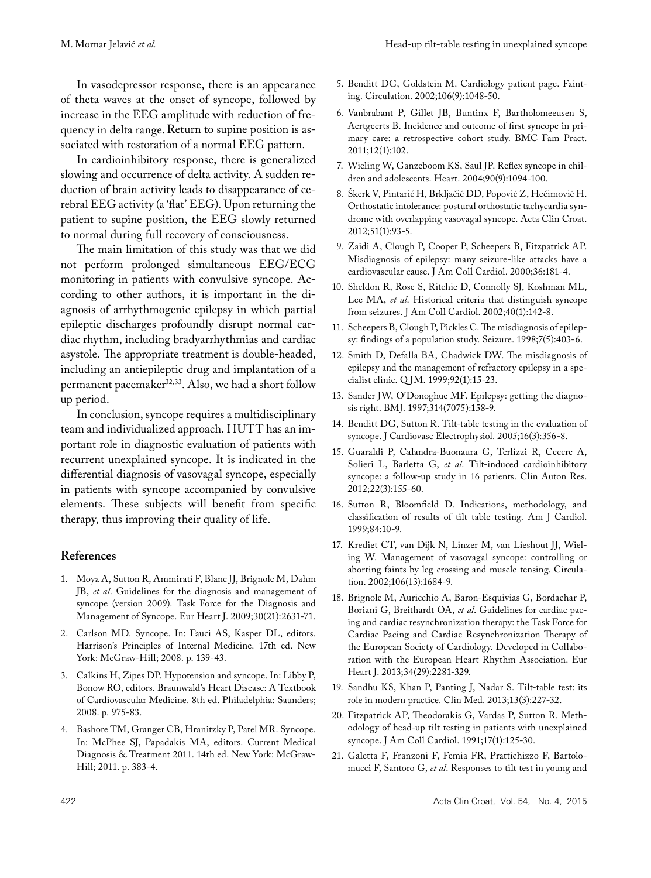In vasodepressor response, there is an appearance of theta waves at the onset of syncope, followed by increase in the EEG amplitude with reduction of frequency in delta range. Return to supine position is associated with restoration of a normal EEG pattern.

In cardioinhibitory response, there is generalized slowing and occurrence of delta activity. A sudden reduction of brain activity leads to disappearance of cerebral EEG activity (a 'flat' EEG). Upon returning the patient to supine position, the EEG slowly returned to normal during full recovery of consciousness.

The main limitation of this study was that we did not perform prolonged simultaneous EEG/ECG monitoring in patients with convulsive syncope. According to other authors, it is important in the diagnosis of arrhythmogenic epilepsy in which partial epileptic discharges profoundly disrupt normal cardiac rhythm, including bradyarrhythmias and cardiac asystole. The appropriate treatment is double-headed, including an antiepileptic drug and implantation of a permanent pacemaker[32,33]. Also, we had a short follow up period.

In conclusion, syncope requires a multidisciplinary team and individualized approach. HUTT has an important role in diagnostic evaluation of patients with recurrent unexplained syncope. It is indicated in the differential diagnosis of vasovagal syncope, especially in patients with syncope accompanied by convulsive elements. These subjects will benefit from specific therapy, thus improving their quality of life.

## References

1. Moya A, Sutton R, Ammirati F, Blanc JJ, Brignole M, Dahm JB, *et al*. Guidelines for the diagnosis and management of syncope (version 2009). Task Force for the Diagnosis and Management of Syncope. Eur Heart J. 2009;30(21):2631-71.
2. Carlson MD. Syncope. In: Fauci AS, Kasper DL, editors. Harrison's Principles of Internal Medicine. 17th ed. New York: McGraw-Hill; 2008. p. 139-43.
3. Calkins H, Zipes DP. Hypotension and syncope. In: Libby P, Bonow RO, editors. Braunwald's Heart Disease: A Textbook of Cardiovascular Medicine. 8th ed. Philadelphia: Saunders; 2008. p. 975-83.
4. Bashore TM, Granger CB, Hranitzky P, Patel MR. Syncope. In: McPhee SJ, Papadakis MA, editors. Current Medical Diagnosis & Treatment 2011. 14th ed. New York: McGraw-Hill; 2011. p. 383-4.
5. Benditt DG, Goldstein M. Cardiology patient page. Fainting. Circulation. 2002;106(9):1048-50.
6. Vanbrabant P, Gillet JB, Buntinx F, Bartholomeeusen S, Aertgeerts B. Incidence and outcome of first syncope in primary care: a retrospective cohort study. BMC Fam Pract. 2011;12(1):102.
7. Wieling W, Ganzeboom KS, Saul JP. Reflex syncope in children and adolescents. Heart. 2004;90(9):1094-100.
8. Škerk V, Pintarić H, Brkljačić DD, Popović Z, Hećimović H. Orthostatic intolerance: postural orthostatic tachycardia syndrome with overlapping vasovagal syncope. Acta Clin Croat. 2012;51(1):93-5.
9. Zaidi A, Clough P, Cooper P, Scheepers B, Fitzpatrick AP. Misdiagnosis of epilepsy: many seizure-like attacks have a cardiovascular cause. J Am Coll Cardiol. 2000;36:181-4.
10. Sheldon R, Rose S, Ritchie D, Connolly SJ, Koshman ML, Lee MA, *et al*. Historical criteria that distinguish syncope from seizures. J Am Coll Cardiol. 2002;40(1):142-8.
11. Scheepers B, Clough P, Pickles C. The misdiagnosis of epilepsy: findings of a population study. Seizure. 1998;7(5):403-6.
12. Smith D, Defalla BA, Chadwick DW. The misdiagnosis of epilepsy and the management of refractory epilepsy in a specialist clinic. QJM. 1999;92(1):15-23.
13. Sander JW, O'Donoghue MF. Epilepsy: getting the diagnosis right. BMJ. 1997;314(7075):158-9.
14. Benditt DG, Sutton R. Tilt-table testing in the evaluation of syncope. J Cardiovasc Electrophysiol. 2005;16(3):356-8.
15. Guaraldi P, Calandra-Buonaura G, Terlizzi R, Cecere A, Solieri L, Barletta G, *et al*. Tilt-induced cardioinhibitory syncope: a follow-up study in 16 patients. Clin Auton Res. 2012;22(3):155-60.
16. Sutton R, Bloomfield D. Indications, methodology, and classification of results of tilt table testing. Am J Cardiol. 1999;84:10-9.
17. Krediet CT, van Dijk N, Linzer M, van Lieshout JJ, Wieling W. Management of vasovagal syncope: controlling or aborting faints by leg crossing and muscle tensing. Circulation. 2002;106(13):1684-9.
18. Brignole M, Auricchio A, Baron-Esquivias G, Bordachar P, Boriani G, Breithardt OA, *et al*. Guidelines for cardiac pacing and cardiac resynchronization therapy: the Task Force for Cardiac Pacing and Cardiac Resynchronization Therapy of the European Society of Cardiology. Developed in Collaboration with the European Heart Rhythm Association. Eur Heart J. 2013;34(29):2281-329.
19. Sandhu KS, Khan P, Panting J, Nadar S. Tilt-table test: its role in modern practice. Clin Med. 2013;13(3):227-32.
20. Fitzpatrick AP, Theodorakis G, Vardas P, Sutton R. Methodology of head-up tilt testing in patients with unexplained syncope. J Am Coll Cardiol. 1991;17(1):125-30.
21. Galetta F, Franzoni F, Femia FR, Prattichizzo F, Bartolomucci F, Santoro G, *et al*. Responses to tilt test in young and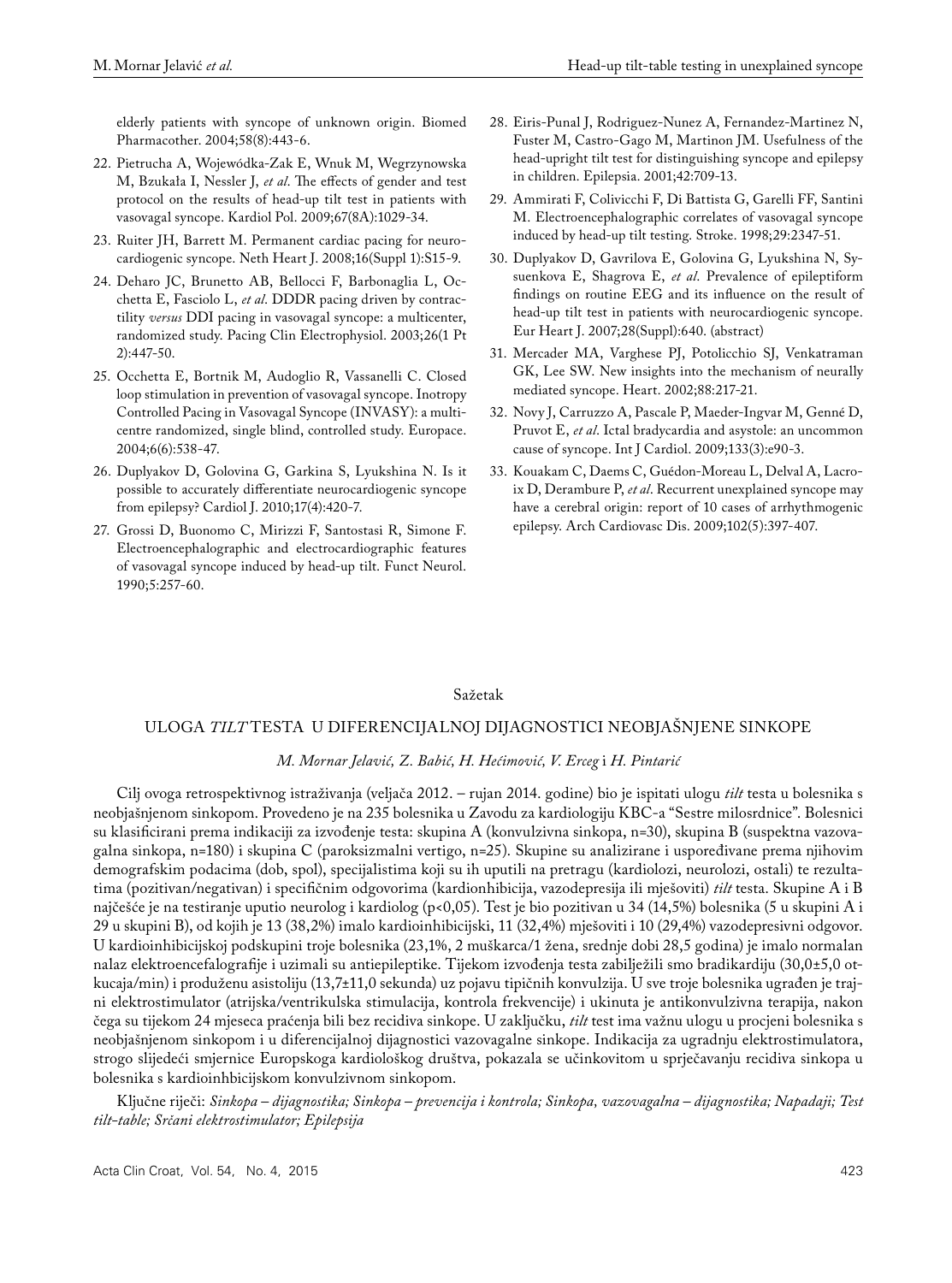elderly patients with syncope of unknown origin. Biomed Pharmacother. 2004;58(8):443-6.

22. Pietrucha A, Wojewódka-Zak E, Wnuk M, Wegrzynowska M, Bzukała I, Nessler J, *et al*. The effects of gender and test protocol on the results of head-up tilt test in patients with vasovagal syncope. Kardiol Pol. 2009;67(8A):1029-34.
23. Ruiter JH, Barrett M. Permanent cardiac pacing for neurocardiogenic syncope. Neth Heart J. 2008;16(Suppl 1):S15-9.
24. Deharo JC, Brunetto AB, Bellocci F, Barbonaglia L, Occhetta E, Fasciolo L, *et al*. DDDR pacing driven by contractility *versus* DDI pacing in vasovagal syncope: a multicenter, randomized study. Pacing Clin Electrophysiol. 2003;26(1 Pt 2):447-50.
25. Occhetta E, Bortnik M, Audoglio R, Vassanelli C. Closed loop stimulation in prevention of vasovagal syncope. Inotropy Controlled Pacing in Vasovagal Syncope (INVASY): a multicentre randomized, single blind, controlled study. Europace. 2004;6(6):538-47.
26. Duplyakov D, Golovina G, Garkina S, Lyukshina N. Is it possible to accurately differentiate neurocardiogenic syncope from epilepsy? Cardiol J. 2010;17(4):420-7.
27. Grossi D, Buonomo C, Mirizzi F, Santostasi R, Simone F. Electroencephalographic and electrocardiographic features of vasovagal syncope induced by head-up tilt. Funct Neurol. 1990;5:257-60.
28. Eiris-Punal J, Rodriguez-Nunez A, Fernandez-Martinez N, Fuster M, Castro-Gago M, Martinon JM. Usefulness of the head-upright tilt test for distinguishing syncope and epilepsy in children. Epilepsia. 2001;42:709-13.
29. Ammirati F, Colivicchi F, Di Battista G, Garelli FF, Santini M. Electroencephalographic correlates of vasovagal syncope induced by head-up tilt testing. Stroke. 1998;29:2347-51.
30. Duplyakov D, Gavrilova E, Golovina G, Lyukshina N, Sysuenkova E, Shagrova E, *et al*. Prevalence of epileptiform findings on routine EEG and its influence on the result of head-up tilt test in patients with neurocardiogenic syncope. Eur Heart J. 2007;28(Suppl):640. (abstract)
31. Mercader MA, Varghese PJ, Potolicchio SJ, Venkatraman GK, Lee SW. New insights into the mechanism of neurally mediated syncope. Heart. 2002;88:217-21.
32. Novy J, Carruzzo A, Pascale P, Maeder-Ingvar M, Genné D, Pruvot E, *et al*. Ictal bradycardia and asystole: an uncommon cause of syncope. Int J Cardiol. 2009;133(3):e90-3.
33. Kouakam C, Daems C, Guédon-Moreau L, Delval A, Lacroix D, Derambure P, *et al*. Recurrent unexplained syncope may have a cerebral origin: report of 10 cases of arrhythmogenic epilepsy. Arch Cardiovasc Dis. 2009;102(5):397-407.

Sažetak

## ULOGA *TILT* TESTA U DIFERENCIJALNOJ DIJAGNOSTICI NEOBJAŠNJENE SINKOPE

*M. Mornar Jelavić, Z. Babić, H. Hećimović, V. Erceg* i *H. Pintarić*

Cilj ovoga retrospektivnog istraživanja (veljača 2012. – rujan 2014. godine) bio je ispitati ulogu *tilt* testa u bolesnika s neobjašnjenom sinkopom. Provedeno je na 235 bolesnika u Zavodu za kardiologiju KBC-a "Sestre milosrdnice". Bolesnici su klasificirani prema indikaciji za izvođenje testa: skupina A (konvulzivna sinkopa, n=30), skupina B (suspektna vazovagalna sinkopa, n=180) i skupina C (paroksizmalni vertigo, n=25). Skupine su analizirane i uspoređivane prema njihovim demografskim podacima (dob, spol), specijalistima koji su ih uputili na pretragu (kardiolozi, neurolozi, ostali) te rezultatima (pozitivan/negativan) i specifičnim odgovorima (kardionhibicija, vazodepresija ili mješoviti) *tilt* testa. Skupine A i B najčešće je na testiranje uputio neurolog i kardiolog (p<0,05). Test je bio pozitivan u 34 (14,5%) bolesnika (5 u skupini A i 29 u skupini B), od kojih je 13 (38,2%) imalo kardioinhibicijski, 11 (32,4%) mješoviti i 10 (29,4%) vazodepresivni odgovor. U kardioinhibicijskoj podskupini troje bolesnika (23,1%, 2 muškarca/1 žena, srednje dobi 28,5 godina) je imalo normalan nalaz elektroencefalografije i uzimali su antiepileptike. Tijekom izvođenja testa zabilježili smo bradikardiju (30,0±5,0 otkucaja/min) i produženu asistoliju (13,7±11,0 sekunda) uz pojavu tipičnih konvulzija. U sve troje bolesnika ugrađen je trajni elektrostimulator (atrijska/ventrikulska stimulacija, kontrola frekvencije) i ukinuta je antikonvulzivna terapija, nakon čega su tijekom 24 mjeseca praćenja bili bez recidiva sinkope. U zaključku, *tilt* test ima važnu ulogu u procjeni bolesnika s neobjašnjenom sinkopom i u diferencijalnoj dijagnostici vazovagalne sinkope. Indikacija za ugradnju elektrostimulatora, strogo slijedeći smjernice Europskoga kardiološkog društva, pokazala se učinkovitom u sprječavanju recidiva sinkopa u bolesnika s kardioinhbicijskom konvulzivnom sinkopom.

Ključne riječi: *Sinkopa – dijagnostika; Sinkopa – prevencija i kontrola; Sinkopa, vazovagalna – dijagnostika; Napadaji; Test tilt-table; Srčani elektrostimulator; Epilepsija*